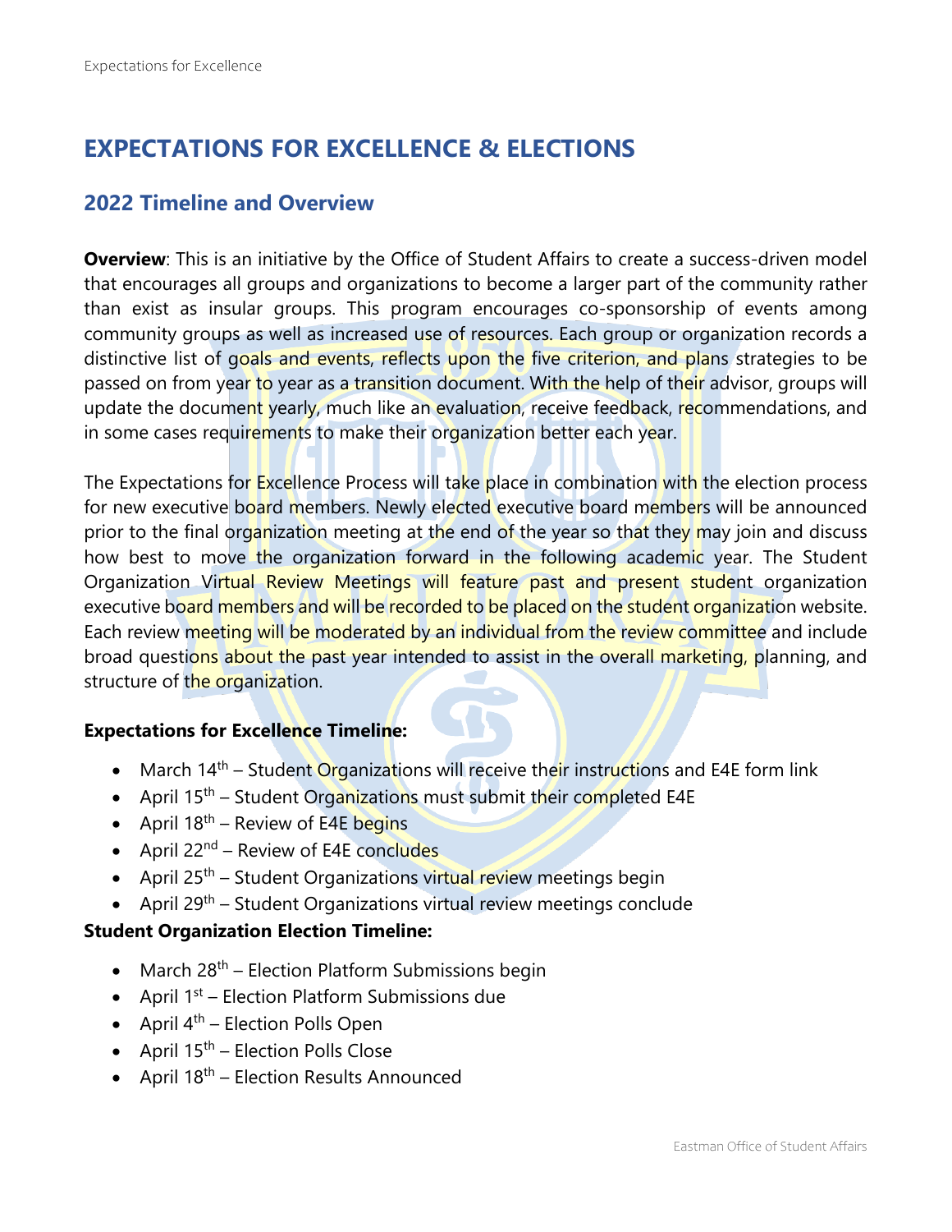# EXPECTATIONS FOR EXCELLENCE & ELECTIONS

## 2022 Timeline and Overview

**Overview**: This is an initiative by the Office of Student Affairs to create a success-driven model that encourages all groups and organizations to become a larger part of the community rather than exist as insular groups. This program encourages co-sponsorship of events among community groups as well as increased use of resources. Each group or organization records a distinctive list of goals and events, reflects upon the five criterion, and plans strategies to be passed on from year to year as a transition document. With the help of their advisor, groups will update the document yearly, much like an evaluation, receive feedback, recommendations, and in some cases requirements to make their organization better each year.

The Expectations for Excellence Process will take place in combination with the election process for new executive board members. Newly elected executive board members will be announced prior to the final organization meeting at the end of the year so that they may join and discuss how best to move the organization forward in the following academic year. The Student Organization Virtual Review Meetings will feature past and present student organization executive board members and will be recorded to be placed on the student organization website. Each review meeting will be moderated by an individual from the review committee and include broad questions about the past year intended to assist in the overall marketing, planning, and structure of the organization.

**Expectations for Excellence Timeline:**

- March 14th – Student Organizations will receive their instructions and E4E form link
- April 15th – Student Organizations must submit their completed E4E
- April 18th – Review of E4E begins
- April 22nd – Review of E4E concludes
- April 25th – Student Organizations virtual review meetings begin
- April 29th – Student Organizations virtual review meetings conclude

**Student Organization Election Timeline:**

- March 28th – Election Platform Submissions begin
- April 1st – Election Platform Submissions due
- April 4th – Election Polls Open
- April 15th – Election Polls Close
- April 18th – Election Results Announced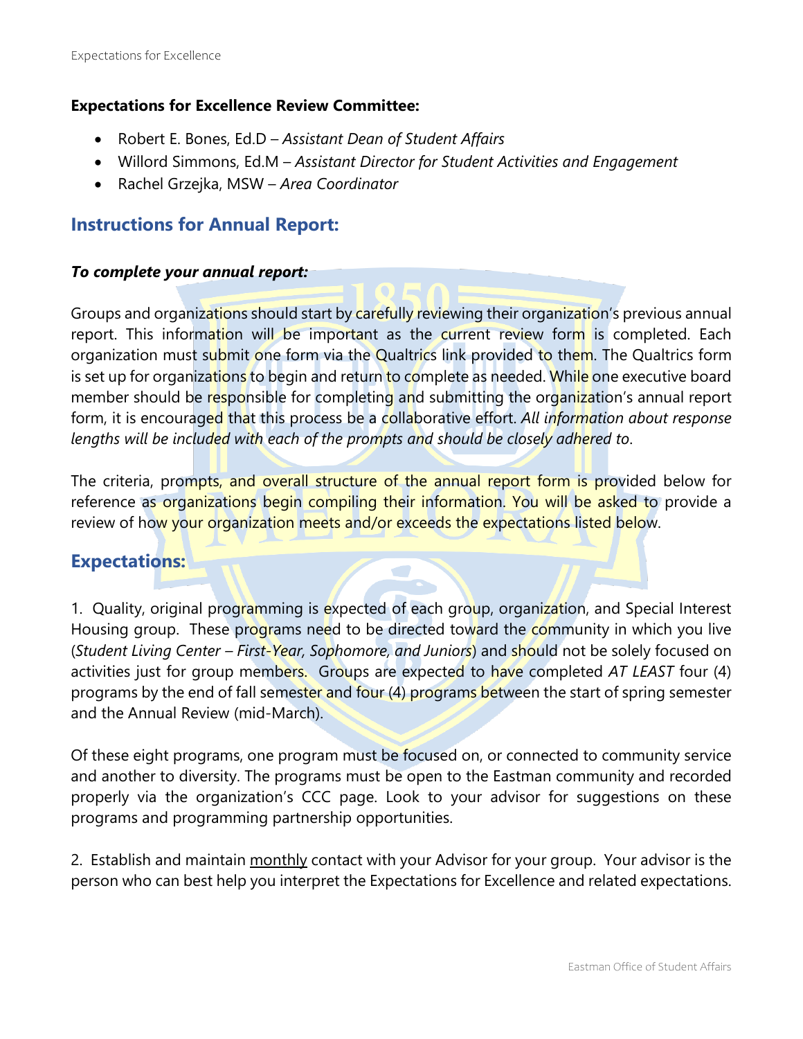**Expectations for Excellence Review Committee:**

- Robert E. Bones, Ed.D – *Assistant Dean of Student Affairs*
- Willord Simmons, Ed.M – *Assistant Director for Student Activities and Engagement*
- Rachel Grzejka, MSW – *Area Coordinator*

## Instructions for Annual Report:

***To complete your annual report:***

Groups and organizations should start by carefully reviewing their organization's previous annual report. This information will be important as the current review form is completed. Each organization must submit one form via the Qualtrics link provided to them. The Qualtrics form is set up for organizations to begin and return to complete as needed. While one executive board member should be responsible for completing and submitting the organization's annual report form, it is encouraged that this process be a collaborative effort. *All information about response lengths will be included with each of the prompts and should be closely adhered to*.

The criteria, prompts, and overall structure of the annual report form is provided below for reference as organizations begin compiling their information. You will be asked to provide a review of how your organization meets and/or exceeds the expectations listed below.

## Expectations:

1. Quality, original programming is expected of each group, organization, and Special Interest Housing group. These programs need to be directed toward the community in which you live (*Student Living Center – First-Year, Sophomore, and Juniors*) and should not be solely focused on activities just for group members. Groups are expected to have completed *AT LEAST* four (4) programs by the end of fall semester and four (4) programs between the start of spring semester and the Annual Review (mid-March).

Of these eight programs, one program must be focused on, or connected to community service and another to diversity. The programs must be open to the Eastman community and recorded properly via the organization's CCC page. Look to your advisor for suggestions on these programs and programming partnership opportunities.

2. Establish and maintain monthly contact with your Advisor for your group. Your advisor is the person who can best help you interpret the Expectations for Excellence and related expectations.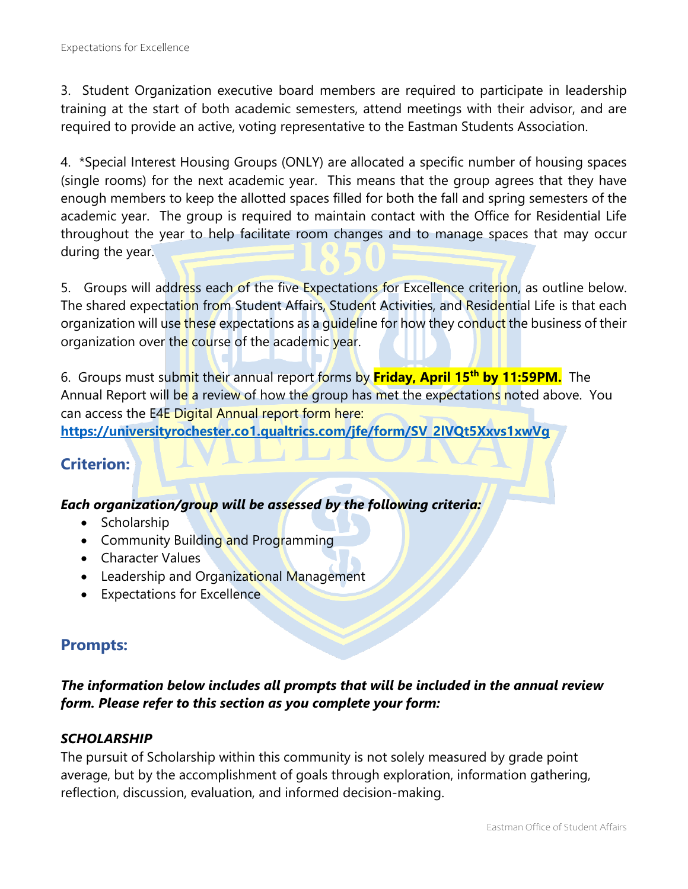3. Student Organization executive board members are required to participate in leadership training at the start of both academic semesters, attend meetings with their advisor, and are required to provide an active, voting representative to the Eastman Students Association.

4. *Special Interest Housing Groups (ONLY) are allocated a specific number of housing spaces (single rooms) for the next academic year. This means that the group agrees that they have enough members to keep the allotted spaces filled for both the fall and spring semesters of the academic year. The group is required to maintain contact with the Office for Residential Life throughout the year to help facilitate room changes and to manage spaces that may occur during the year.

5. Groups will address each of the five Expectations for Excellence criterion, as outline below. The shared expectation from Student Affairs, Student Activities, and Residential Life is that each organization will use these expectations as a guideline for how they conduct the business of their organization over the course of the academic year.

6. Groups must submit their annual report forms by **Friday, April 15th by 11:59PM.** The Annual Report will be a review of how the group has met the expectations noted above. You can access the E4E Digital Annual report form here:
**https://universityrochester.co1.qualtrics.com/jfe/form/SV_2lVQt5Xxvs1xwVg**

## Criterion:

***Each organization/group will be assessed by the following criteria:***

- Scholarship
- Community Building and Programming
- Character Values
- Leadership and Organizational Management
- Expectations for Excellence

## Prompts:

***The information below includes all prompts that will be included in the annual review form. Please refer to this section as you complete your form:***

### *SCHOLARSHIP*

The pursuit of Scholarship within this community is not solely measured by grade point average, but by the accomplishment of goals through exploration, information gathering, reflection, discussion, evaluation, and informed decision-making.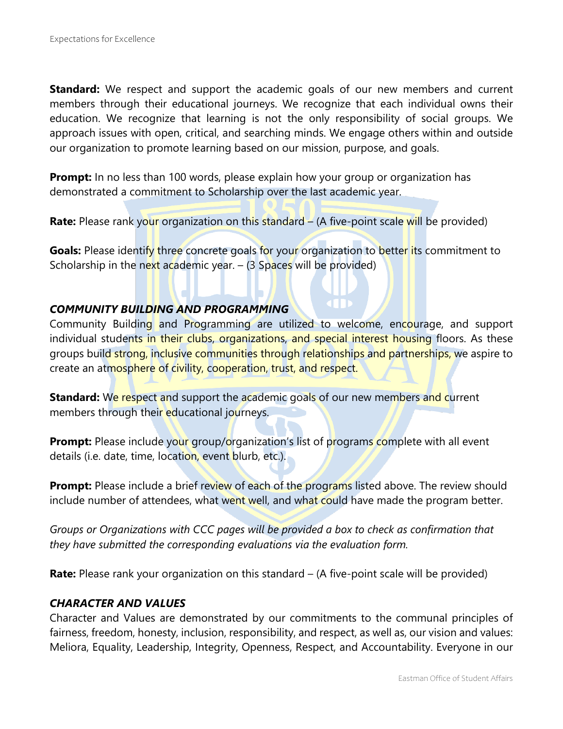**Standard:** We respect and support the academic goals of our new members and current members through their educational journeys. We recognize that each individual owns their education. We recognize that learning is not the only responsibility of social groups. We approach issues with open, critical, and searching minds. We engage others within and outside our organization to promote learning based on our mission, purpose, and goals.

**Prompt:** In no less than 100 words, please explain how your group or organization has demonstrated a commitment to Scholarship over the last academic year.

**Rate:** Please rank your organization on this standard – (A five-point scale will be provided)

**Goals:** Please identify three concrete goals for your organization to better its commitment to Scholarship in the next academic year. – (3 Spaces will be provided)

### *COMMUNITY BUILDING AND PROGRAMMING*

Community Building and Programming are utilized to welcome, encourage, and support individual students in their clubs, organizations, and special interest housing floors. As these groups build strong, inclusive communities through relationships and partnerships, we aspire to create an atmosphere of civility, cooperation, trust, and respect.

**Standard:** We respect and support the academic goals of our new members and current members through their educational journeys.

**Prompt:** Please include your group/organization's list of programs complete with all event details (i.e. date, time, location, event blurb, etc.).

**Prompt:** Please include a brief review of each of the programs listed above. The review should include number of attendees, what went well, and what could have made the program better.

*Groups or Organizations with CCC pages will be provided a box to check as confirmation that they have submitted the corresponding evaluations via the evaluation form.*

**Rate:** Please rank your organization on this standard – (A five-point scale will be provided)

### *CHARACTER AND VALUES*

Character and Values are demonstrated by our commitments to the communal principles of fairness, freedom, honesty, inclusion, responsibility, and respect, as well as, our vision and values: Meliora, Equality, Leadership, Integrity, Openness, Respect, and Accountability. Everyone in our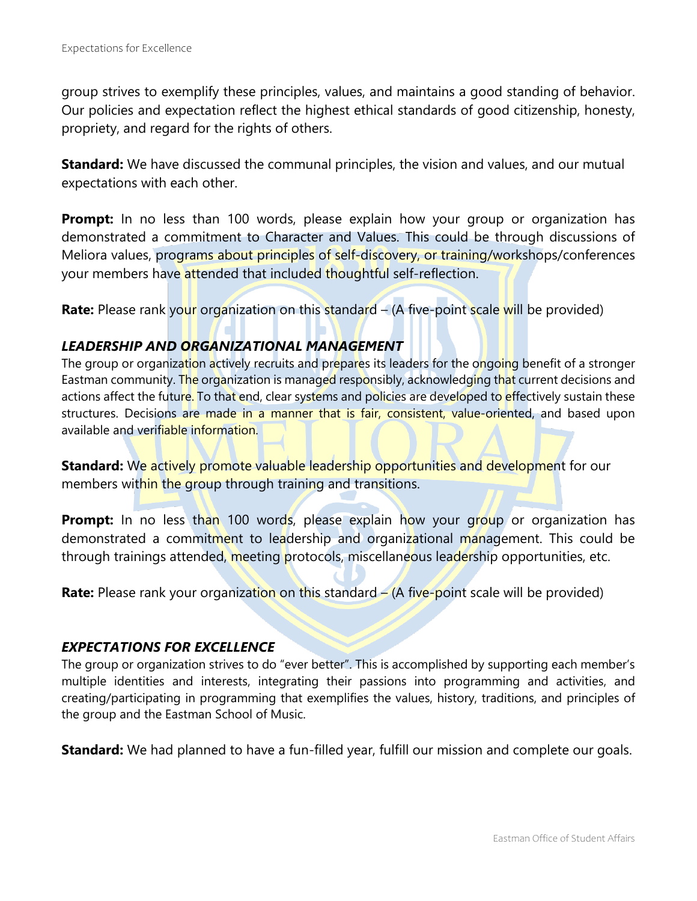group strives to exemplify these principles, values, and maintains a good standing of behavior. Our policies and expectation reflect the highest ethical standards of good citizenship, honesty, propriety, and regard for the rights of others.

**Standard:** We have discussed the communal principles, the vision and values, and our mutual expectations with each other.

**Prompt:** In no less than 100 words, please explain how your group or organization has demonstrated a commitment to Character and Values. This could be through discussions of Meliora values, programs about principles of self-discovery, or training/workshops/conferences your members have attended that included thoughtful self-reflection.

**Rate:** Please rank your organization on this standard – (A five-point scale will be provided)

### *LEADERSHIP AND ORGANIZATIONAL MANAGEMENT*

The group or organization actively recruits and prepares its leaders for the ongoing benefit of a stronger Eastman community. The organization is managed responsibly, acknowledging that current decisions and actions affect the future. To that end, clear systems and policies are developed to effectively sustain these structures. Decisions are made in a manner that is fair, consistent, value-oriented, and based upon available and verifiable information.

**Standard:** We actively promote valuable leadership opportunities and development for our members within the group through training and transitions.

**Prompt:** In no less than 100 words, please explain how your group or organization has demonstrated a commitment to leadership and organizational management. This could be through trainings attended, meeting protocols, miscellaneous leadership opportunities, etc.

**Rate:** Please rank your organization on this standard – (A five-point scale will be provided)

### *EXPECTATIONS FOR EXCELLENCE*

The group or organization strives to do "ever better". This is accomplished by supporting each member's multiple identities and interests, integrating their passions into programming and activities, and creating/participating in programming that exemplifies the values, history, traditions, and principles of the group and the Eastman School of Music.

**Standard:** We had planned to have a fun-filled year, fulfill our mission and complete our goals.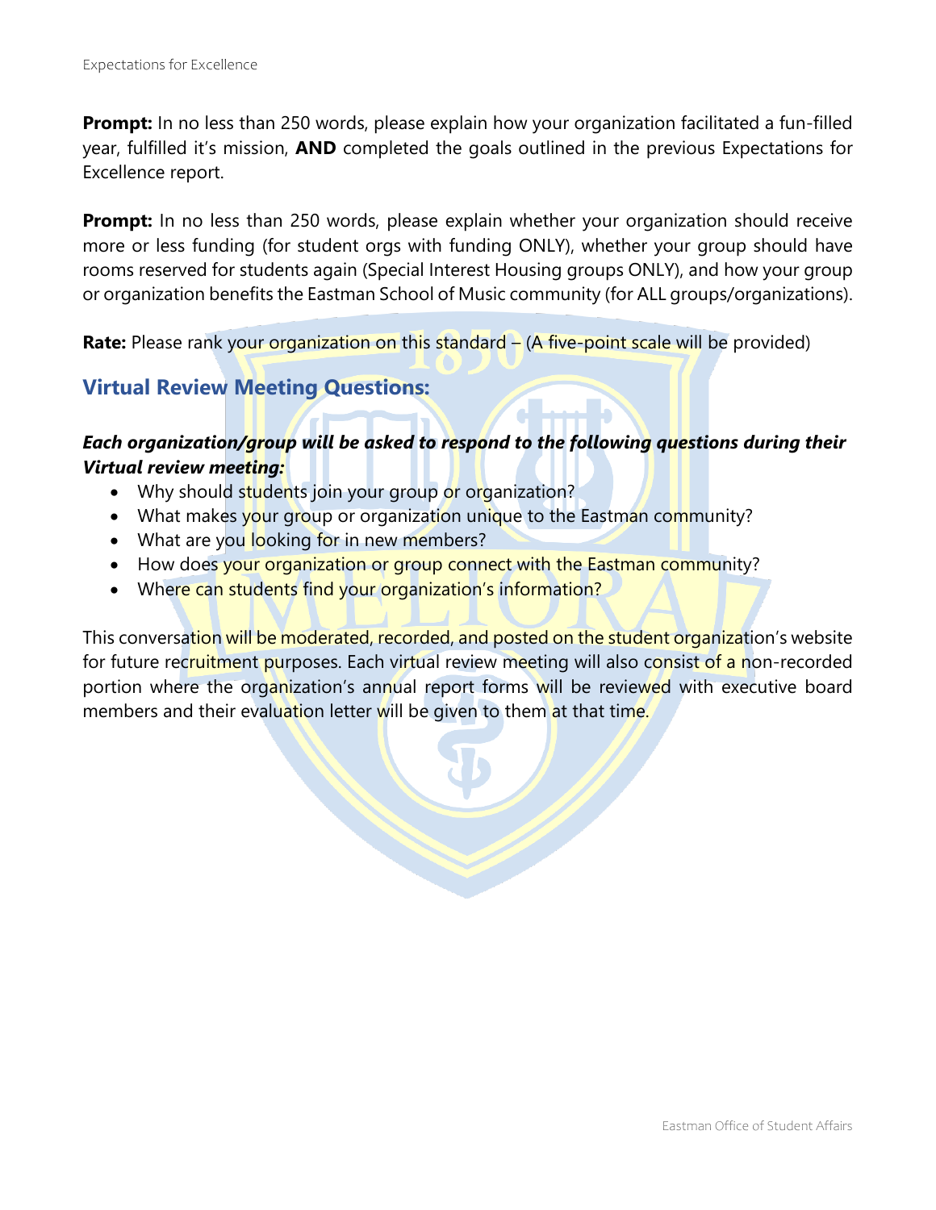**Prompt:** In no less than 250 words, please explain how your organization facilitated a fun-filled year, fulfilled it's mission, **AND** completed the goals outlined in the previous Expectations for Excellence report.

**Prompt:** In no less than 250 words, please explain whether your organization should receive more or less funding (for student orgs with funding ONLY), whether your group should have rooms reserved for students again (Special Interest Housing groups ONLY), and how your group or organization benefits the Eastman School of Music community (for ALL groups/organizations).

**Rate:** Please rank your organization on this standard – (A five-point scale will be provided)

## Virtual Review Meeting Questions:

***Each organization/group will be asked to respond to the following questions during their Virtual review meeting:***

- Why should students join your group or organization?
- What makes your group or organization unique to the Eastman community?
- What are you looking for in new members?
- How does your organization or group connect with the Eastman community?
- Where can students find your organization's information?

This conversation will be moderated, recorded, and posted on the student organization's website for future recruitment purposes. Each virtual review meeting will also consist of a non-recorded portion where the organization's annual report forms will be reviewed with executive board members and their evaluation letter will be given to them at that time.